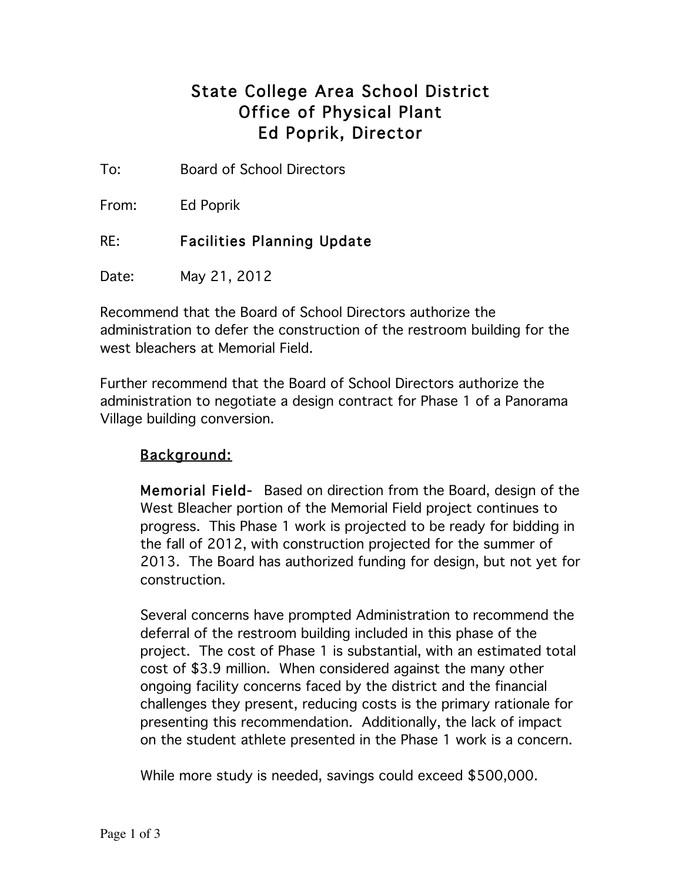# State College Area School District
## Office of Physical Plant
## Ed Poprik, Director

To: Board of School Directors

From: Ed Poprik

RE: **Facilities Planning Update**

Date: May 21, 2012

Recommend that the Board of School Directors authorize the administration to defer the construction of the restroom building for the west bleachers at Memorial Field.

Further recommend that the Board of School Directors authorize the administration to negotiate a design contract for Phase 1 of a Panorama Village building conversion.

### Background:

**Memorial Field-** Based on direction from the Board, design of the West Bleacher portion of the Memorial Field project continues to progress. This Phase 1 work is projected to be ready for bidding in the fall of 2012, with construction projected for the summer of 2013. The Board has authorized funding for design, but not yet for construction.

Several concerns have prompted Administration to recommend the deferral of the restroom building included in this phase of the project. The cost of Phase 1 is substantial, with an estimated total cost of $3.9 million. When considered against the many other ongoing facility concerns faced by the district and the financial challenges they present, reducing costs is the primary rationale for presenting this recommendation. Additionally, the lack of impact on the student athlete presented in the Phase 1 work is a concern.

While more study is needed, savings could exceed $500,000.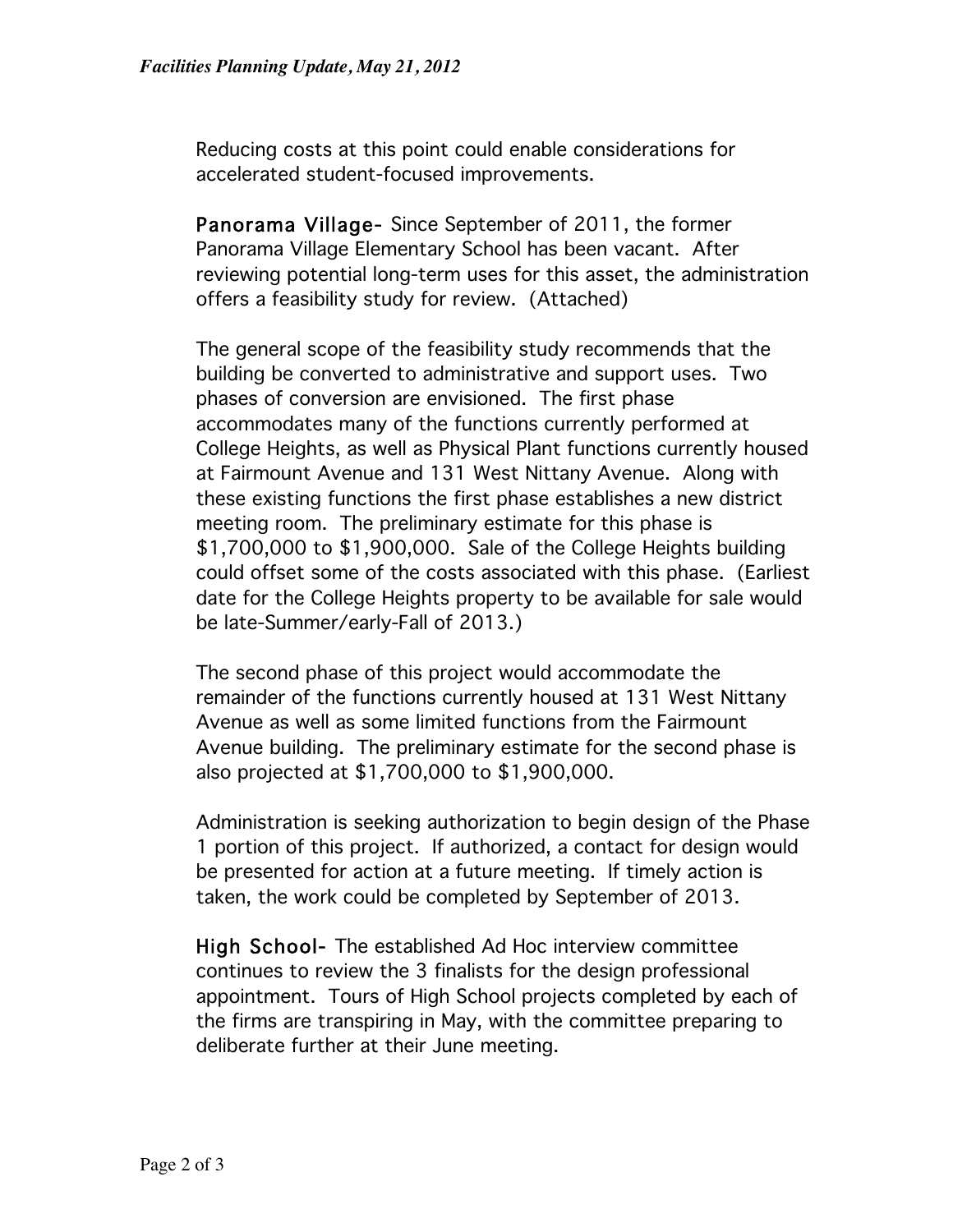Reducing costs at this point could enable considerations for accelerated student-focused improvements.

**Panorama Village-** Since September of 2011, the former Panorama Village Elementary School has been vacant. After reviewing potential long-term uses for this asset, the administration offers a feasibility study for review. (Attached)

The general scope of the feasibility study recommends that the building be converted to administrative and support uses. Two phases of conversion are envisioned. The first phase accommodates many of the functions currently performed at College Heights, as well as Physical Plant functions currently housed at Fairmount Avenue and 131 West Nittany Avenue. Along with these existing functions the first phase establishes a new district meeting room. The preliminary estimate for this phase is $1,700,000 to $1,900,000. Sale of the College Heights building could offset some of the costs associated with this phase. (Earliest date for the College Heights property to be available for sale would be late-Summer/early-Fall of 2013.)

The second phase of this project would accommodate the remainder of the functions currently housed at 131 West Nittany Avenue as well as some limited functions from the Fairmount Avenue building. The preliminary estimate for the second phase is also projected at $1,700,000 to $1,900,000.

Administration is seeking authorization to begin design of the Phase 1 portion of this project. If authorized, a contact for design would be presented for action at a future meeting. If timely action is taken, the work could be completed by September of 2013.

**High School-** The established Ad Hoc interview committee continues to review the 3 finalists for the design professional appointment. Tours of High School projects completed by each of the firms are transpiring in May, with the committee preparing to deliberate further at their June meeting.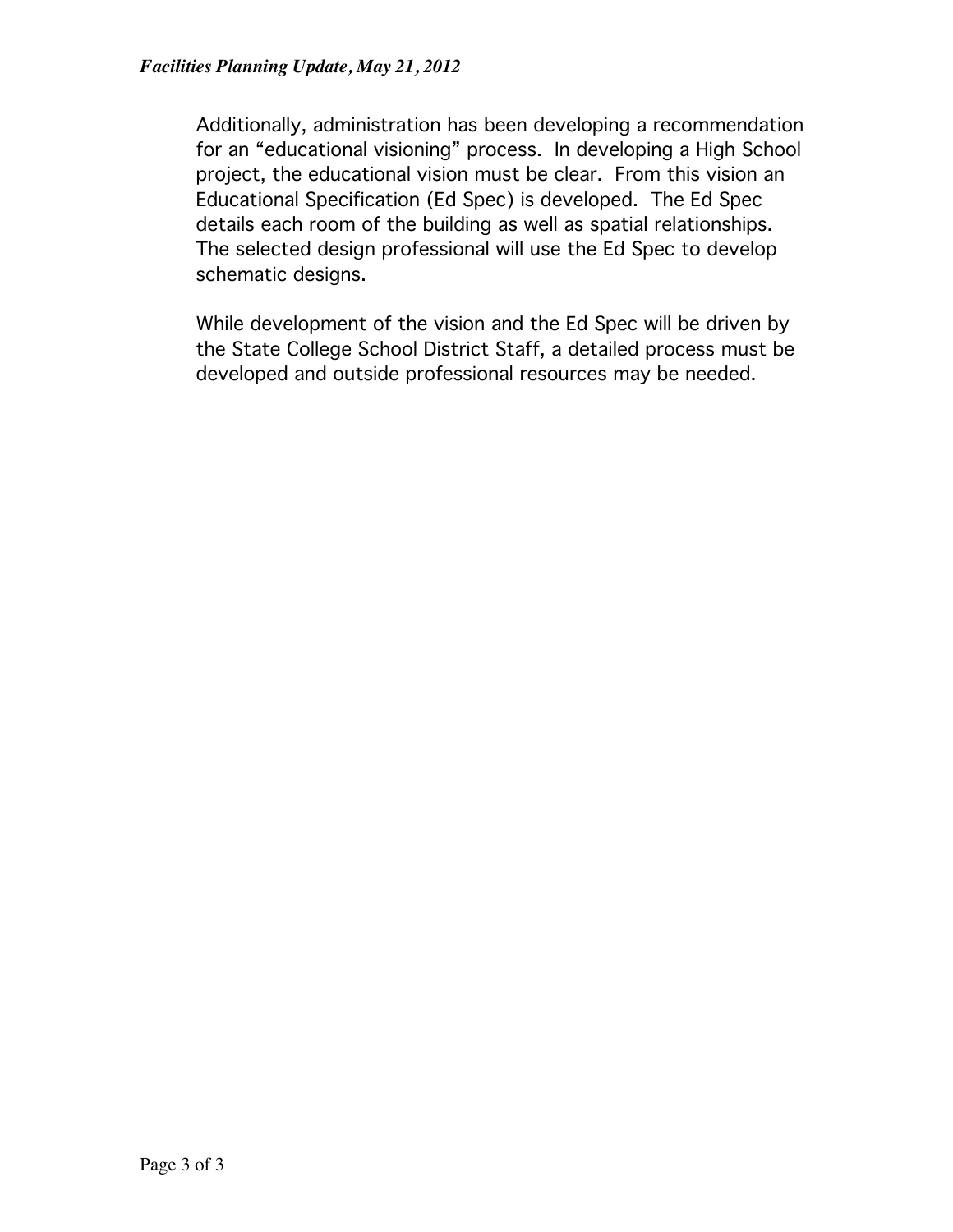Additionally, administration has been developing a recommendation for an "educational visioning" process. In developing a High School project, the educational vision must be clear. From this vision an Educational Specification (Ed Spec) is developed. The Ed Spec details each room of the building as well as spatial relationships. The selected design professional will use the Ed Spec to develop schematic designs.

While development of the vision and the Ed Spec will be driven by the State College School District Staff, a detailed process must be developed and outside professional resources may be needed.